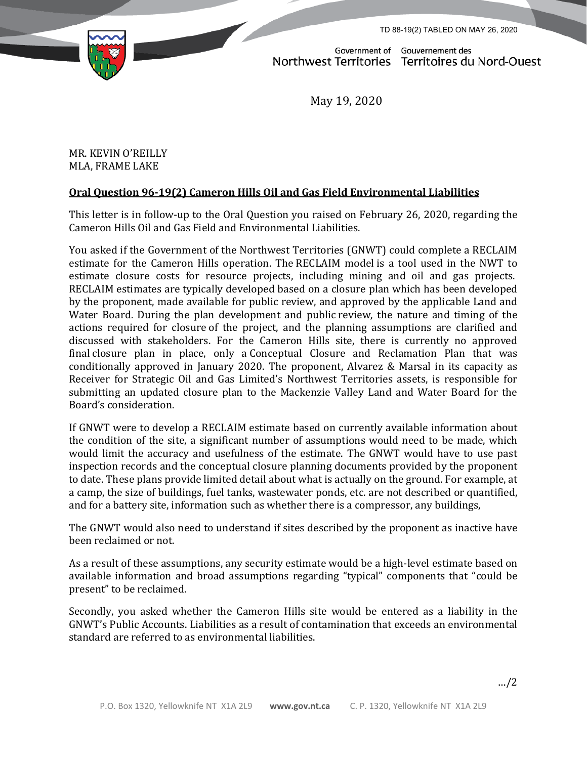TD 88-19(2) TABLED ON MAY 26, 2020

Government of Northwest Territories / Gouvernement des Territoires du Nord-Ouest

May 19, 2020

MR. KEVIN O'REILLY
MLA, FRAME LAKE

**Oral Question 96-19(2) Cameron Hills Oil and Gas Field Environmental Liabilities**

This letter is in follow-up to the Oral Question you raised on February 26, 2020, regarding the Cameron Hills Oil and Gas Field and Environmental Liabilities.

You asked if the Government of the Northwest Territories (GNWT) could complete a RECLAIM estimate for the Cameron Hills operation. The RECLAIM model is a tool used in the NWT to estimate closure costs for resource projects, including mining and oil and gas projects. RECLAIM estimates are typically developed based on a closure plan which has been developed by the proponent, made available for public review, and approved by the applicable Land and Water Board. During the plan development and public review, the nature and timing of the actions required for closure of the project, and the planning assumptions are clarified and discussed with stakeholders. For the Cameron Hills site, there is currently no approved final closure plan in place, only a Conceptual Closure and Reclamation Plan that was conditionally approved in January 2020. The proponent, Alvarez & Marsal in its capacity as Receiver for Strategic Oil and Gas Limited's Northwest Territories assets, is responsible for submitting an updated closure plan to the Mackenzie Valley Land and Water Board for the Board's consideration.

If GNWT were to develop a RECLAIM estimate based on currently available information about the condition of the site, a significant number of assumptions would need to be made, which would limit the accuracy and usefulness of the estimate. The GNWT would have to use past inspection records and the conceptual closure planning documents provided by the proponent to date. These plans provide limited detail about what is actually on the ground. For example, at a camp, the size of buildings, fuel tanks, wastewater ponds, etc. are not described or quantified, and for a battery site, information such as whether there is a compressor, any buildings,

The GNWT would also need to understand if sites described by the proponent as inactive have been reclaimed or not.

As a result of these assumptions, any security estimate would be a high-level estimate based on available information and broad assumptions regarding "typical" components that "could be present" to be reclaimed.

Secondly, you asked whether the Cameron Hills site would be entered as a liability in the GNWT's Public Accounts. Liabilities as a result of contamination that exceeds an environmental standard are referred to as environmental liabilities.

…/2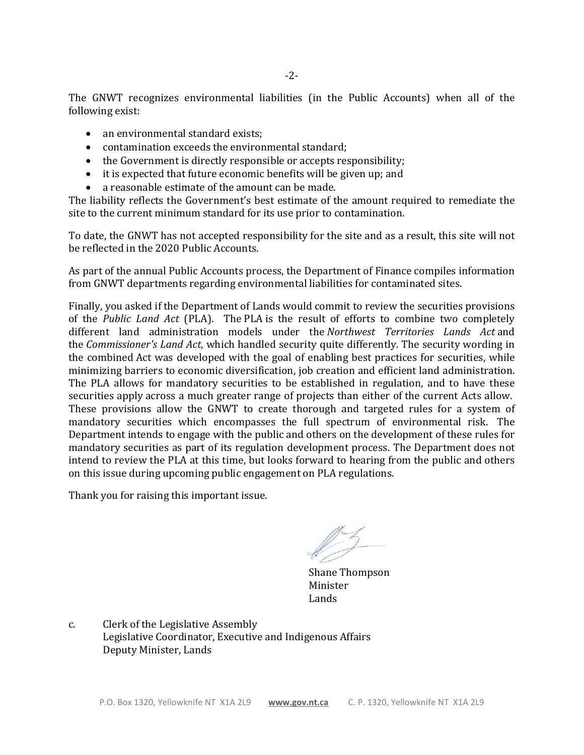The GNWT recognizes environmental liabilities (in the Public Accounts) when all of the following exist:

- an environmental standard exists;
- contamination exceeds the environmental standard;
- the Government is directly responsible or accepts responsibility;
- it is expected that future economic benefits will be given up; and
- a reasonable estimate of the amount can be made.

The liability reflects the Government's best estimate of the amount required to remediate the site to the current minimum standard for its use prior to contamination.

To date, the GNWT has not accepted responsibility for the site and as a result, this site will not be reflected in the 2020 Public Accounts.

As part of the annual Public Accounts process, the Department of Finance compiles information from GNWT departments regarding environmental liabilities for contaminated sites.

Finally, you asked if the Department of Lands would commit to review the securities provisions of the *Public Land Act* (PLA). The PLA is the result of efforts to combine two completely different land administration models under the *Northwest Territories Lands Act* and the *Commissioner's Land Act*, which handled security quite differently. The security wording in the combined Act was developed with the goal of enabling best practices for securities, while minimizing barriers to economic diversification, job creation and efficient land administration. The PLA allows for mandatory securities to be established in regulation, and to have these securities apply across a much greater range of projects than either of the current Acts allow. These provisions allow the GNWT to create thorough and targeted rules for a system of mandatory securities which encompasses the full spectrum of environmental risk. The Department intends to engage with the public and others on the development of these rules for mandatory securities as part of its regulation development process. The Department does not intend to review the PLA at this time, but looks forward to hearing from the public and others on this issue during upcoming public engagement on PLA regulations.

Thank you for raising this important issue.

Shane Thompson
Minister
Lands

c. Clerk of the Legislative Assembly
Legislative Coordinator, Executive and Indigenous Affairs
Deputy Minister, Lands

P.O. Box 1320, Yellowknife NT X1A 2L9 **www.gov.nt.ca** C. P. 1320, Yellowknife NT X1A 2L9